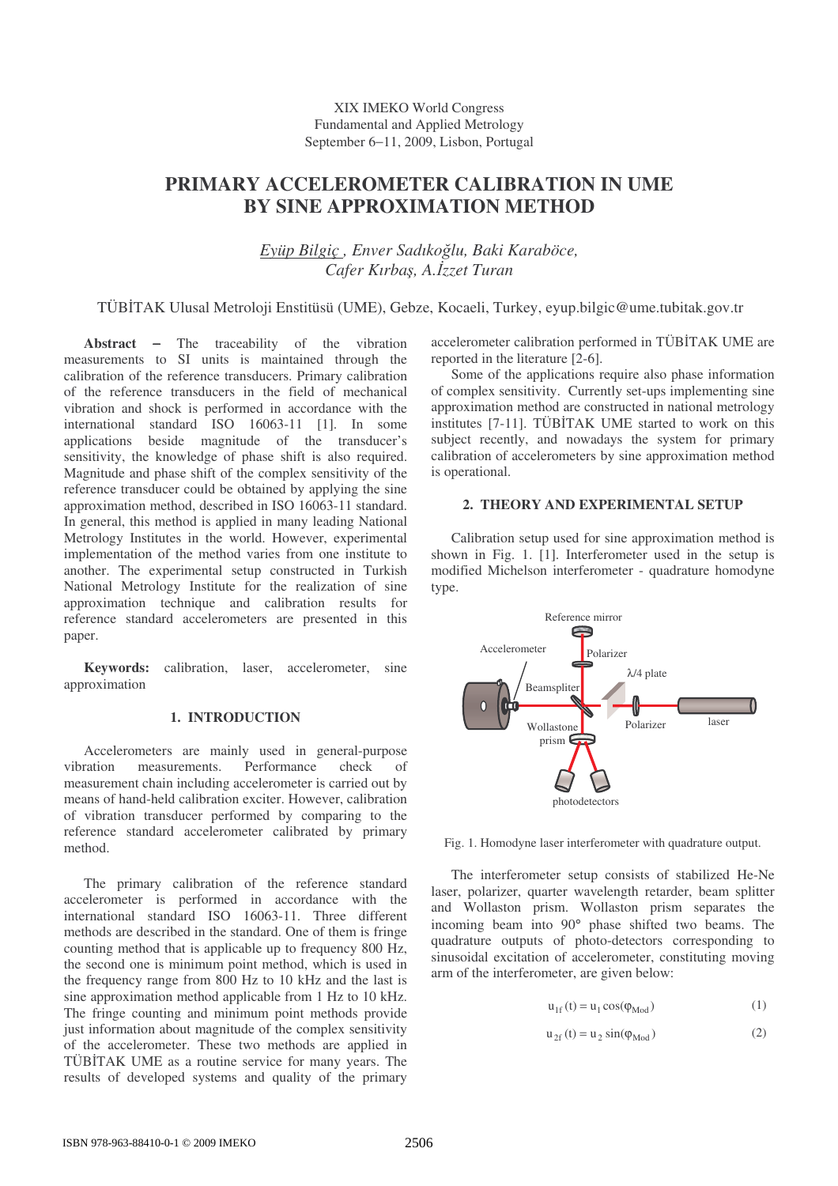XIX IMEKO World Congress
Fundamental and Applied Metrology
September 6–11, 2009, Lisbon, Portugal

# PRIMARY ACCELEROMETER CALIBRATION IN UME BY SINE APPROXIMATION METHOD

*Eyüp Bilgiç , Enver Sadıkoğlu, Baki Karaböce, Cafer Kırbaş, A.İzzet Turan*

TÜBİTAK Ulusal Metroloji Enstitüsü (UME), Gebze, Kocaeli, Turkey, eyup.bilgic@ume.tubitak.gov.tr

**Abstract** − The traceability of the vibration measurements to SI units is maintained through the calibration of the reference transducers. Primary calibration of the reference transducers in the field of mechanical vibration and shock is performed in accordance with the international standard ISO 16063-11 [1]. In some applications beside magnitude of the transducer's sensitivity, the knowledge of phase shift is also required. Magnitude and phase shift of the complex sensitivity of the reference transducer could be obtained by applying the sine approximation method, described in ISO 16063-11 standard. In general, this method is applied in many leading National Metrology Institutes in the world. However, experimental implementation of the method varies from one institute to another. The experimental setup constructed in Turkish National Metrology Institute for the realization of sine approximation technique and calibration results for reference standard accelerometers are presented in this paper.

**Keywords:** calibration, laser, accelerometer, sine approximation

## 1. INTRODUCTION

Accelerometers are mainly used in general-purpose vibration measurements. Performance check of measurement chain including accelerometer is carried out by means of hand-held calibration exciter. However, calibration of vibration transducer performed by comparing to the reference standard accelerometer calibrated by primary method.

The primary calibration of the reference standard accelerometer is performed in accordance with the international standard ISO 16063-11. Three different methods are described in the standard. One of them is fringe counting method that is applicable up to frequency 800 Hz, the second one is minimum point method, which is used in the frequency range from 800 Hz to 10 kHz and the last is sine approximation method applicable from 1 Hz to 10 kHz. The fringe counting and minimum point methods provide just information about magnitude of the complex sensitivity of the accelerometer. These two methods are applied in TÜBİTAK UME as a routine service for many years. The results of developed systems and quality of the primary accelerometer calibration performed in TÜBİTAK UME are reported in the literature [2-6].

Some of the applications require also phase information of complex sensitivity. Currently set-ups implementing sine approximation method are constructed in national metrology institutes [7-11]. TÜBİTAK UME started to work on this subject recently, and nowadays the system for primary calibration of accelerometers by sine approximation method is operational.

## 2. THEORY AND EXPERIMENTAL SETUP

Calibration setup used for sine approximation method is shown in Fig. 1. [1]. Interferometer used in the setup is modified Michelson interferometer - quadrature homodyne type.

Fig. 1. Homodyne laser interferometer with quadrature output.

The interferometer setup consists of stabilized He-Ne laser, polarizer, quarter wavelength retarder, beam splitter and Wollaston prism. Wollaston prism separates the incoming beam into 90° phase shifted two beams. The quadrature outputs of photo-detectors corresponding to sinusoidal excitation of accelerometer, constituting moving arm of the interferometer, are given below:

$$u_{1f}(t) = u_1 \cos(\varphi_{Mod}) \tag{1}$$

$$u_{2f}(t) = u_2 \sin(\varphi_{Mod}) \tag{2}$$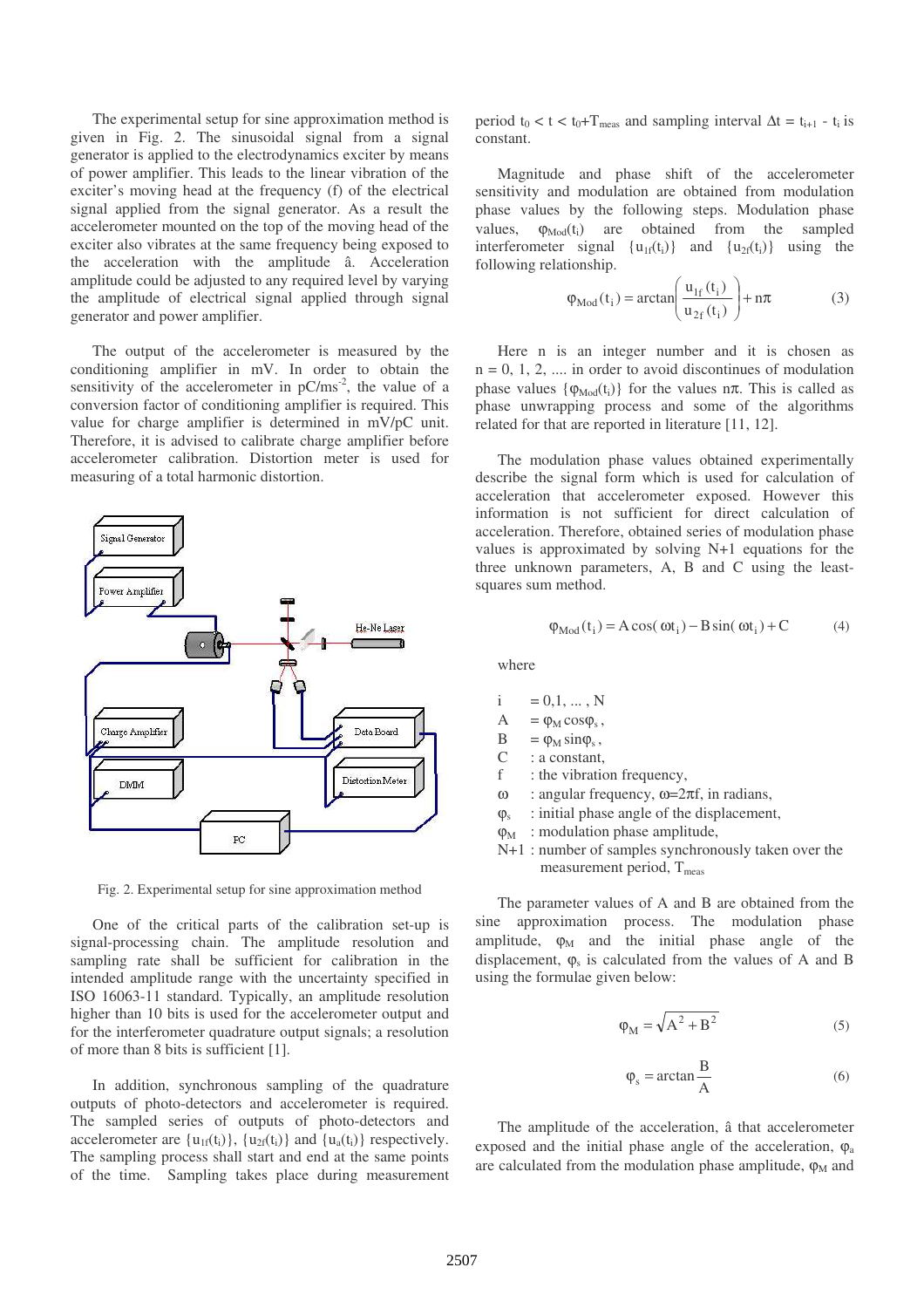The experimental setup for sine approximation method is given in Fig. 2. The sinusoidal signal from a signal generator is applied to the electrodynamics exciter by means of power amplifier. This leads to the linear vibration of the exciter's moving head at the frequency (f) of the electrical signal applied from the signal generator. As a result the accelerometer mounted on the top of the moving head of the exciter also vibrates at the same frequency being exposed to the acceleration with the amplitude $\hat{a}$. Acceleration amplitude could be adjusted to any required level by varying the amplitude of electrical signal applied through signal generator and power amplifier.

The output of the accelerometer is measured by the conditioning amplifier in mV. In order to obtain the sensitivity of the accelerometer in pC/ms$^{-2}$, the value of a conversion factor of conditioning amplifier is required. This value for charge amplifier is determined in mV/pC unit. Therefore, it is advised to calibrate charge amplifier before accelerometer calibration. Distortion meter is used for measuring of a total harmonic distortion.

Fig. 2. Experimental setup for sine approximation method

One of the critical parts of the calibration set-up is signal-processing chain. The amplitude resolution and sampling rate shall be sufficient for calibration in the intended amplitude range with the uncertainty specified in ISO 16063-11 standard. Typically, an amplitude resolution higher than 10 bits is used for the accelerometer output and for the interferometer quadrature output signals; a resolution of more than 8 bits is sufficient [1].

In addition, synchronous sampling of the quadrature outputs of photo-detectors and accelerometer is required. The sampled series of outputs of photo-detectors and accelerometer are $\{u_{1f}(t_i)\}$, $\{u_{2f}(t_i)\}$ and $\{u_a(t_i)\}$ respectively. The sampling process shall start and end at the same points of the time. Sampling takes place during measurement period $t_0 < t < t_0+T_{meas}$ and sampling interval $\Delta t = t_{i+1} - t_i$ is constant.

Magnitude and phase shift of the accelerometer sensitivity and modulation are obtained from modulation phase values by the following steps. Modulation phase values, $\varphi_{Mod}(t_i)$ are obtained from the sampled interferometer signal $\{u_{1f}(t_i)\}$ and $\{u_{2f}(t_i)\}$ using the following relationship.

$$\varphi_{Mod}(t_i) = \arctan\left(\frac{u_{1f}(t_i)}{u_{2f}(t_i)}\right) + n\pi \qquad (3)$$

Here n is an integer number and it is chosen as n = 0, 1, 2, .... in order to avoid discontinues of modulation phase values $\{\varphi_{Mod}(t_i)\}$ for the values $n\pi$. This is called as phase unwrapping process and some of the algorithms related for that are reported in literature [11, 12].

The modulation phase values obtained experimentally describe the signal form which is used for calculation of acceleration that accelerometer exposed. However this information is not sufficient for direct calculation of acceleration. Therefore, obtained series of modulation phase values is approximated by solving N+1 equations for the three unknown parameters, A, B and C using the least-squares sum method.

$$\varphi_{Mod}(t_i) = A\cos(\omega t_i) - B\sin(\omega t_i) + C \qquad (4)$$

where

- i $= 0,1, \ldots, N$
- A $= \varphi_M \cos\varphi_s$,
- B $= \varphi_M \sin\varphi_s$,
- C : a constant,
- f : the vibration frequency,
- $\omega$ : angular frequency, $\omega=2\pi f$, in radians,
- $\varphi_s$ : initial phase angle of the displacement,
- $\varphi_M$ : modulation phase amplitude,
- N+1 : number of samples synchronously taken over the measurement period, $T_{meas}$

The parameter values of A and B are obtained from the sine approximation process. The modulation phase amplitude, $\varphi_M$ and the initial phase angle of the displacement, $\varphi_s$ is calculated from the values of A and B using the formulae given below:

$$\varphi_M = \sqrt{A^2 + B^2} \qquad (5)$$

$$\varphi_s = \arctan\frac{B}{A} \qquad (6)$$

The amplitude of the acceleration, $\hat{a}$ that accelerometer exposed and the initial phase angle of the acceleration, $\varphi_a$ are calculated from the modulation phase amplitude, $\varphi_M$ and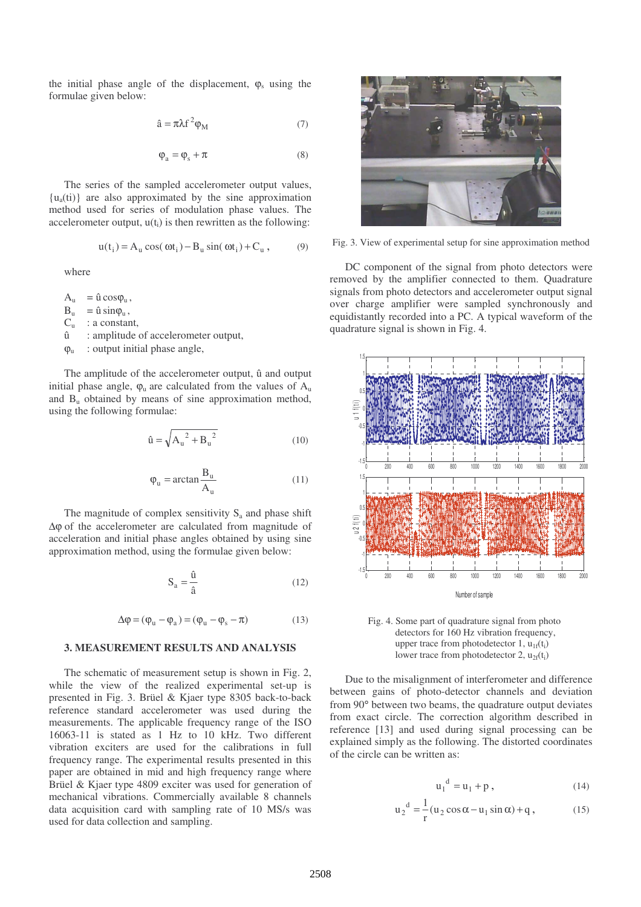the initial phase angle of the displacement, $\varphi_s$ using the formulae given below:

$$\hat{a} = \pi\lambda f^2 \varphi_M \tag{7}$$

$$\varphi_a = \varphi_s + \pi \tag{8}$$

The series of the sampled accelerometer output values, $\{u_a(ti)\}$ are also approximated by the sine approximation method used for series of modulation phase values. The accelerometer output, $u(t_i)$ is then rewritten as the following:

$$u(t_i) = A_u \cos(\omega t_i) - B_u \sin(\omega t_i) + C_u \,, \tag{9}$$

where

$A_u$ $= \hat{u}\cos\varphi_u$,
$B_u$ $= \hat{u}\sin\varphi_u$,
$C_u$ : a constant,
$\hat{u}$ : amplitude of accelerometer output,
$\varphi_u$ : output initial phase angle,

The amplitude of the accelerometer output, $\hat{u}$ and output initial phase angle, $\varphi_u$ are calculated from the values of $A_u$ and $B_u$ obtained by means of sine approximation method, using the following formulae:

$$\hat{u} = \sqrt{A_u^2 + B_u^2} \tag{10}$$

$$\varphi_u = \arctan\frac{B_u}{A_u} \tag{11}$$

The magnitude of complex sensitivity $S_a$ and phase shift $\Delta\varphi$ of the accelerometer are calculated from magnitude of acceleration and initial phase angles obtained by using sine approximation method, using the formulae given below:

$$S_a = \frac{\hat{u}}{\hat{a}} \tag{12}$$

$$\Delta\varphi = (\varphi_u - \varphi_a) = (\varphi_u - \varphi_s - \pi) \tag{13}$$

## 3. MEASUREMENT RESULTS AND ANALYSIS

The schematic of measurement setup is shown in Fig. 2, while the view of the realized experimental set-up is presented in Fig. 3. Brüel & Kjaer type 8305 back-to-back reference standard accelerometer was used during the measurements. The applicable frequency range of the ISO 16063-11 is stated as 1 Hz to 10 kHz. Two different vibration exciters are used for the calibrations in full frequency range. The experimental results presented in this paper are obtained in mid and high frequency range where Brüel & Kjaer type 4809 exciter was used for generation of mechanical vibrations. Commercially available 8 channels data acquisition card with sampling rate of 10 MS/s was used for data collection and sampling.

Fig. 3. View of experimental setup for sine approximation method

DC component of the signal from photo detectors were removed by the amplifier connected to them. Quadrature signals from photo detectors and accelerometer output signal over charge amplifier were sampled synchronously and equidistantly recorded into a PC. A typical waveform of the quadrature signal is shown in Fig. 4.

Fig. 4. Some part of quadrature signal from photo detectors for 160 Hz vibration frequency, upper trace from photodetector 1, $u_{1f}(t_i)$ lower trace from photodetector 2, $u_{2f}(t_i)$

Due to the misalignment of interferometer and difference between gains of photo-detector channels and deviation from 90° between two beams, the quadrature output deviates from exact circle. The correction algorithm described in reference [13] and used during signal processing can be explained simply as the following. The distorted coordinates of the circle can be written as:

$$u_1^{\,d} = u_1 + p \,, \tag{14}$$

$$u_2^{\,d} = \frac{1}{r}(u_2 \cos\alpha - u_1 \sin\alpha) + q \,, \tag{15}$$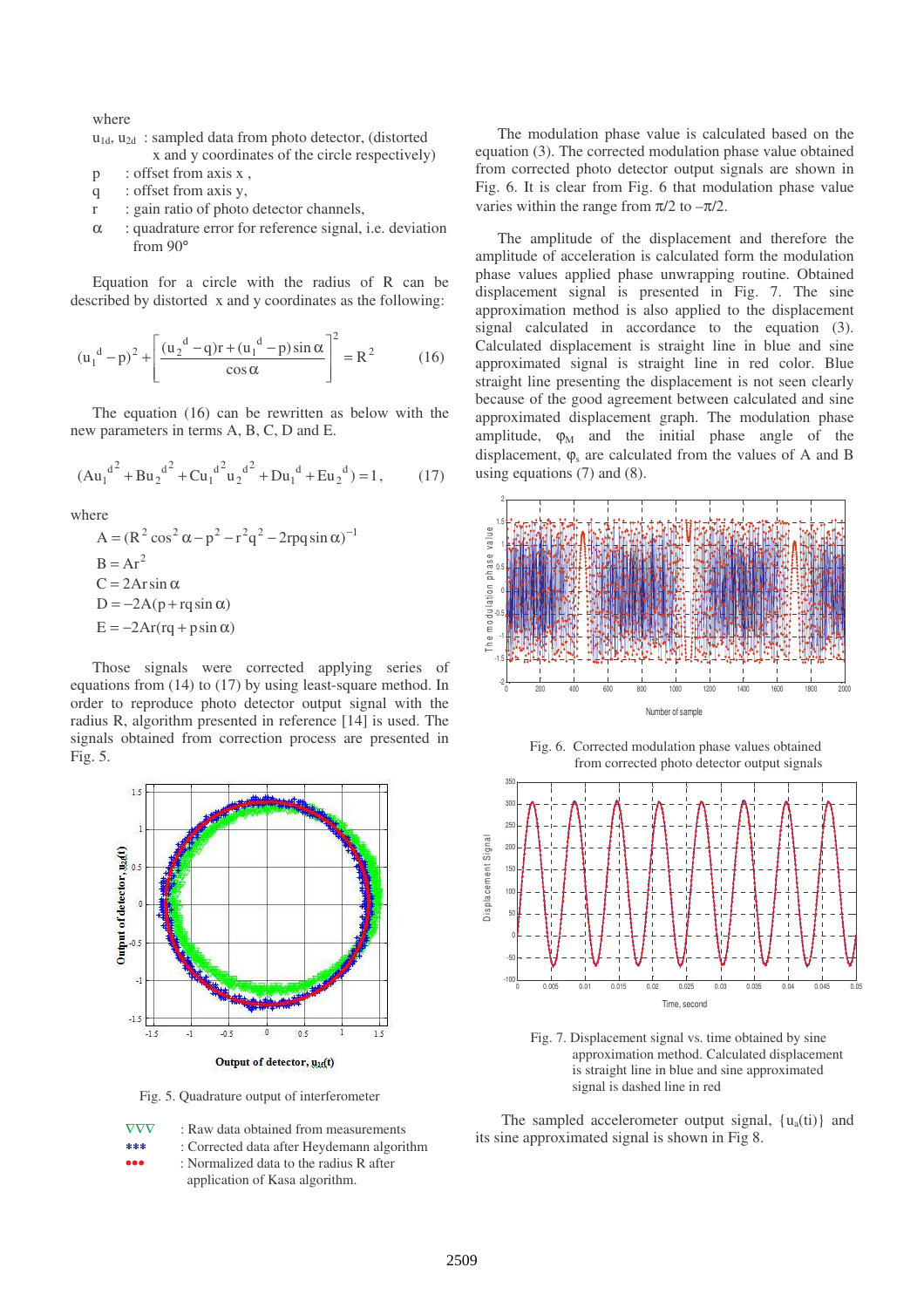where

$u_{1d}$, $u_{2d}$ : sampled data from photo detector, (distorted x and y coordinates of the circle respectively)

p : offset from axis x ,

q : offset from axis y,

r : gain ratio of photo detector channels,

$\alpha$ : quadrature error for reference signal, i.e. deviation from 90°

Equation for a circle with the radius of R can be described by distorted x and y coordinates as the following:

$$(u_1^d - p)^2 + \left[\frac{(u_2^d - q)r + (u_1^d - p)\sin\alpha}{\cos\alpha}\right]^2 = R^2 \qquad (16)$$

The equation (16) can be rewritten as below with the new parameters in terms A, B, C, D and E.

$$(Au_1^{d^2} + Bu_2^{d^2} + Cu_1^{d^2}u_2^{d^2} + Du_1^d + Eu_2^d) = 1, \qquad (17)$$

where

$$A = (R^2\cos^2\alpha - p^2 - r^2q^2 - 2rpq\sin\alpha)^{-1}$$
$$B = Ar^2$$
$$C = 2Ar\sin\alpha$$
$$D = -2A(p + rq\sin\alpha)$$
$$E = -2Ar(rq + p\sin\alpha)$$

Those signals were corrected applying series of equations from (14) to (17) by using least-square method. In order to reproduce photo detector output signal with the radius R, algorithm presented in reference [14] is used. The signals obtained from correction process are presented in Fig. 5.

Fig. 5. Quadrature output of interferometer

∇∇∇ : Raw data obtained from measurements

∗∗∗ : Corrected data after Heydemann algorithm

••• : Normalized data to the radius R after application of Kasa algorithm.

The modulation phase value is calculated based on the equation (3). The corrected modulation phase value obtained from corrected photo detector output signals are shown in Fig. 6. It is clear from Fig. 6 that modulation phase value varies within the range from $\pi/2$ to $-\pi/2$.

The amplitude of the displacement and therefore the amplitude of acceleration is calculated form the modulation phase values applied phase unwrapping routine. Obtained displacement signal is presented in Fig. 7. The sine approximation method is also applied to the displacement signal calculated in accordance to the equation (3). Calculated displacement is straight line in blue and sine approximated signal is straight line in red color. Blue straight line presenting the displacement is not seen clearly because of the good agreement between calculated and sine approximated displacement graph. The modulation phase amplitude, $\varphi_M$ and the initial phase angle of the displacement, $\varphi_s$ are calculated from the values of A and B using equations (7) and (8).

Fig. 6. Corrected modulation phase values obtained from corrected photo detector output signals

Fig. 7. Displacement signal vs. time obtained by sine approximation method. Calculated displacement is straight line in blue and sine approximated signal is dashed line in red

The sampled accelerometer output signal, $\{u_a(ti)\}$ and its sine approximated signal is shown in Fig 8.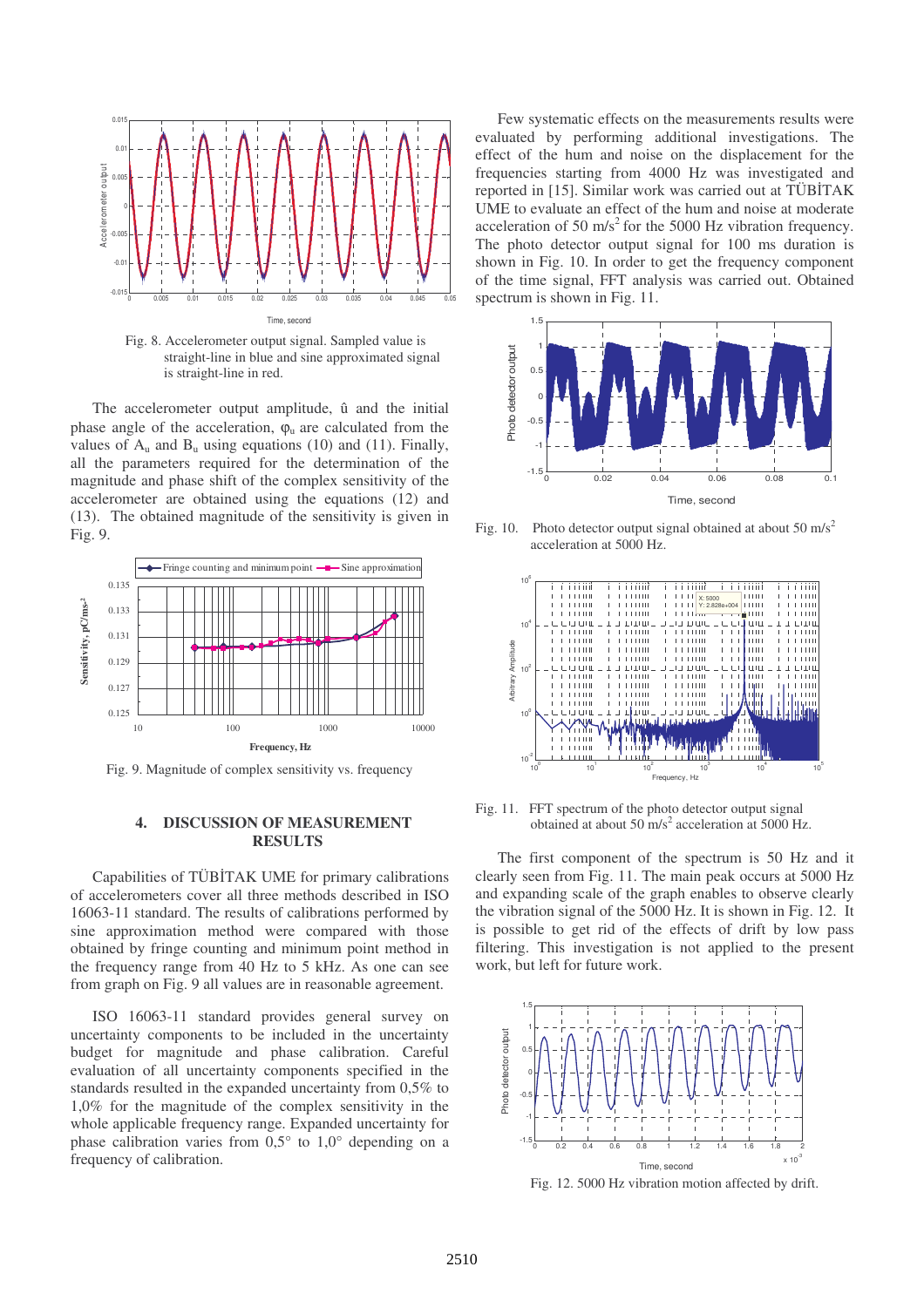Fig. 8. Accelerometer output signal. Sampled value is straight-line in blue and sine approximated signal is straight-line in red.

The accelerometer output amplitude, û and the initial phase angle of the acceleration, $\varphi_u$ are calculated from the values of $A_u$ and $B_u$ using equations (10) and (11). Finally, all the parameters required for the determination of the magnitude and phase shift of the complex sensitivity of the accelerometer are obtained using the equations (12) and (13). The obtained magnitude of the sensitivity is given in Fig. 9.

Fig. 9. Magnitude of complex sensitivity vs. frequency

## 4. DISCUSSION OF MEASUREMENT RESULTS

Capabilities of TÜBİTAK UME for primary calibrations of accelerometers cover all three methods described in ISO 16063-11 standard. The results of calibrations performed by sine approximation method were compared with those obtained by fringe counting and minimum point method in the frequency range from 40 Hz to 5 kHz. As one can see from graph on Fig. 9 all values are in reasonable agreement.

ISO 16063-11 standard provides general survey on uncertainty components to be included in the uncertainty budget for magnitude and phase calibration. Careful evaluation of all uncertainty components specified in the standards resulted in the expanded uncertainty from 0,5% to 1,0% for the magnitude of the complex sensitivity in the whole applicable frequency range. Expanded uncertainty for phase calibration varies from 0,5° to 1,0° depending on a frequency of calibration.

Few systematic effects on the measurements results were evaluated by performing additional investigations. The effect of the hum and noise on the displacement for the frequencies starting from 4000 Hz was investigated and reported in [15]. Similar work was carried out at TÜBİTAK UME to evaluate an effect of the hum and noise at moderate acceleration of 50 m/s$^2$ for the 5000 Hz vibration frequency. The photo detector output signal for 100 ms duration is shown in Fig. 10. In order to get the frequency component of the time signal, FFT analysis was carried out. Obtained spectrum is shown in Fig. 11.

Fig. 10. Photo detector output signal obtained at about 50 m/s$^2$ acceleration at 5000 Hz.

Fig. 11. FFT spectrum of the photo detector output signal obtained at about 50 m/s$^2$ acceleration at 5000 Hz.

The first component of the spectrum is 50 Hz and it clearly seen from Fig. 11. The main peak occurs at 5000 Hz and expanding scale of the graph enables to observe clearly the vibration signal of the 5000 Hz. It is shown in Fig. 12. It is possible to get rid of the effects of drift by low pass filtering. This investigation is not applied to the present work, but left for future work.

Fig. 12. 5000 Hz vibration motion affected by drift.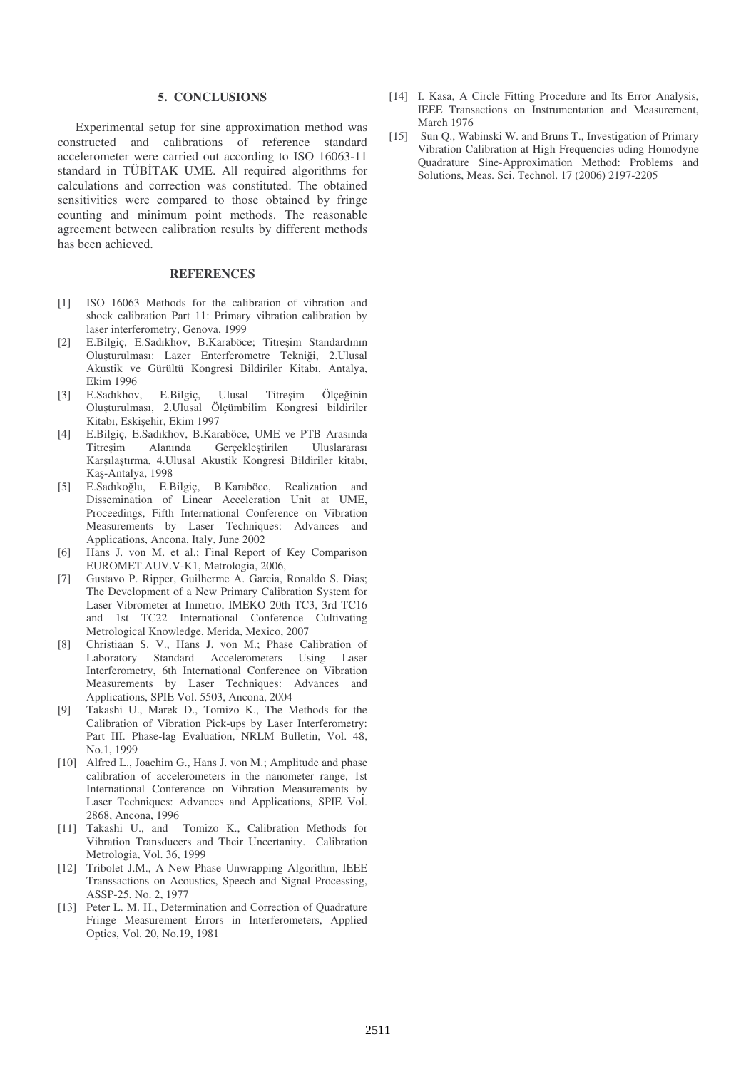## 5. CONCLUSIONS

Experimental setup for sine approximation method was constructed and calibrations of reference standard accelerometer were carried out according to ISO 16063-11 standard in TÜBİTAK UME. All required algorithms for calculations and correction was constituted. The obtained sensitivities were compared to those obtained by fringe counting and minimum point methods. The reasonable agreement between calibration results by different methods has been achieved.

## REFERENCES

[1] ISO 16063 Methods for the calibration of vibration and shock calibration Part 11: Primary vibration calibration by laser interferometry, Genova, 1999

[2] E.Bilgiç, E.Sadıkhov, B.Karaböce; Titreşim Standardının Oluşturulması: Lazer Enterferometre Tekniği, 2.Ulusal Akustik ve Gürültü Kongresi Bildiriler Kitabı, Antalya, Ekim 1996

[3] E.Sadıkhov, E.Bilgiç, Ulusal Titreşim Ölçeğinin Oluşturulması, 2.Ulusal Ölçümbilim Kongresi bildiriler Kitabı, Eskişehir, Ekim 1997

[4] E.Bilgiç, E.Sadıkhov, B.Karaböce, UME ve PTB Arasında Titreşim Alanında Gerçekleştirilen Uluslararası Karşılaştırma, 4.Ulusal Akustik Kongresi Bildiriler kitabı, Kaş-Antalya, 1998

[5] E.Sadıkoğlu, E.Bilgiç, B.Karaböce, Realization and Dissemination of Linear Acceleration Unit at UME, Proceedings, Fifth International Conference on Vibration Measurements by Laser Techniques: Advances and Applications, Ancona, Italy, June 2002

[6] Hans J. von M. et al.; Final Report of Key Comparison EUROMET.AUV.V-K1, Metrologia, 2006,

[7] Gustavo P. Ripper, Guilherme A. Garcia, Ronaldo S. Dias; The Development of a New Primary Calibration System for Laser Vibrometer at Inmetro, IMEKO 20th TC3, 3rd TC16 and 1st TC22 International Conference Cultivating Metrological Knowledge, Merida, Mexico, 2007

[8] Christiaan S. V., Hans J. von M.; Phase Calibration of Laboratory Standard Accelerometers Using Laser Interferometry, 6th International Conference on Vibration Measurements by Laser Techniques: Advances and Applications, SPIE Vol. 5503, Ancona, 2004

[9] Takashi U., Marek D., Tomizo K., The Methods for the Calibration of Vibration Pick-ups by Laser Interferometry: Part III. Phase-lag Evaluation, NRLM Bulletin, Vol. 48, No.1, 1999

[10] Alfred L., Joachim G., Hans J. von M.; Amplitude and phase calibration of accelerometers in the nanometer range, 1st International Conference on Vibration Measurements by Laser Techniques: Advances and Applications, SPIE Vol. 2868, Ancona, 1996

[11] Takashi U., and Tomizo K., Calibration Methods for Vibration Transducers and Their Uncertainty. Calibration Metrologia, Vol. 36, 1999

[12] Tribolet J.M., A New Phase Unwrapping Algorithm, IEEE Transsactions on Acoustics, Speech and Signal Processing, ASSP-25, No. 2, 1977

[13] Peter L. M. H., Determination and Correction of Quadrature Fringe Measurement Errors in Interferometers, Applied Optics, Vol. 20, No.19, 1981

[14] I. Kasa, A Circle Fitting Procedure and Its Error Analysis, IEEE Transactions on Instrumentation and Measurement, March 1976

[15] Sun Q., Wabinski W. and Bruns T., Investigation of Primary Vibration Calibration at High Frequencies uding Homodyne Quadrature Sine-Approximation Method: Problems and Solutions, Meas. Sci. Technol. 17 (2006) 2197-2205